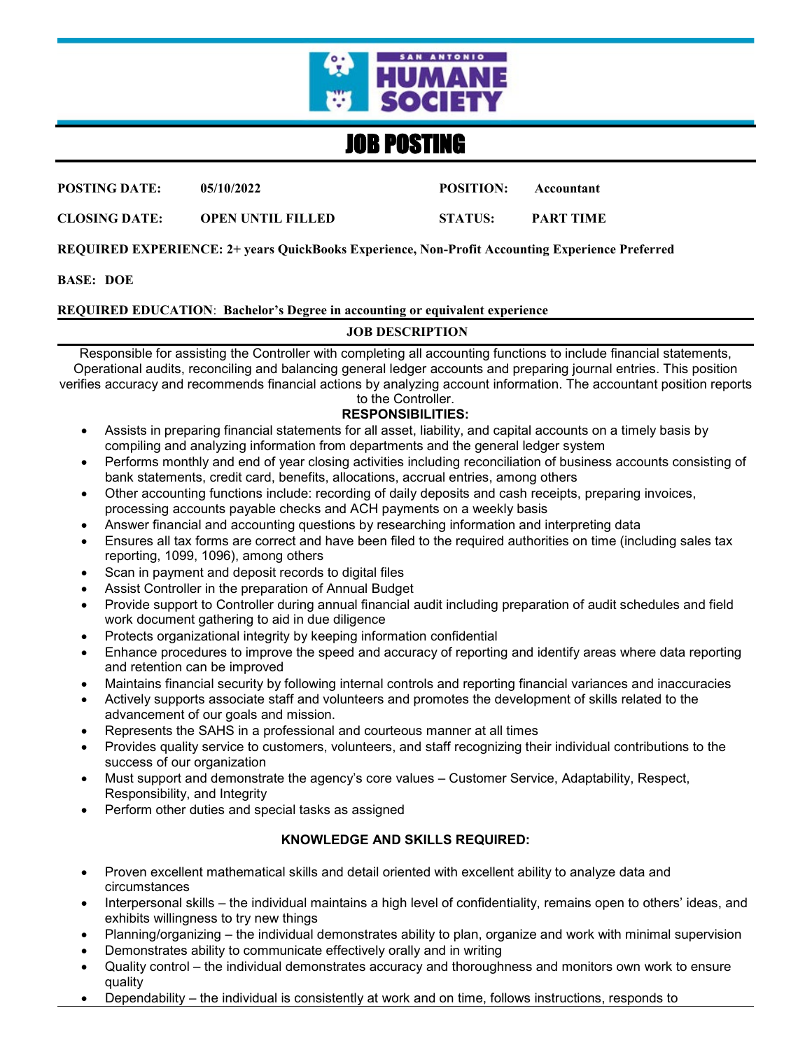# JOB POSTING

**POSTING DATE:** 05/10/2022 **POSITION:** Accountant

**CLOSING DATE:** OPEN UNTIL FILLED **STATUS:** PART TIME

**REQUIRED EXPERIENCE: 2+ years QuickBooks Experience, Non-Profit Accounting Experience Preferred**

**BASE: DOE**

**REQUIRED EDUCATION**: **Bachelor's Degree in accounting or equivalent experience**

## JOB DESCRIPTION

Responsible for assisting the Controller with completing all accounting functions to include financial statements, Operational audits, reconciling and balancing general ledger accounts and preparing journal entries. This position verifies accuracy and recommends financial actions by analyzing account information. The accountant position reports to the Controller.

### RESPONSIBILITIES:

- Assists in preparing financial statements for all asset, liability, and capital accounts on a timely basis by compiling and analyzing information from departments and the general ledger system
- Performs monthly and end of year closing activities including reconciliation of business accounts consisting of bank statements, credit card, benefits, allocations, accrual entries, among others
- Other accounting functions include: recording of daily deposits and cash receipts, preparing invoices, processing accounts payable checks and ACH payments on a weekly basis
- Answer financial and accounting questions by researching information and interpreting data
- Ensures all tax forms are correct and have been filed to the required authorities on time (including sales tax reporting, 1099, 1096), among others
- Scan in payment and deposit records to digital files
- Assist Controller in the preparation of Annual Budget
- Provide support to Controller during annual financial audit including preparation of audit schedules and field work document gathering to aid in due diligence
- Protects organizational integrity by keeping information confidential
- Enhance procedures to improve the speed and accuracy of reporting and identify areas where data reporting and retention can be improved
- Maintains financial security by following internal controls and reporting financial variances and inaccuracies
- Actively supports associate staff and volunteers and promotes the development of skills related to the advancement of our goals and mission.
- Represents the SAHS in a professional and courteous manner at all times
- Provides quality service to customers, volunteers, and staff recognizing their individual contributions to the success of our organization
- Must support and demonstrate the agency's core values – Customer Service, Adaptability, Respect, Responsibility, and Integrity
- Perform other duties and special tasks as assigned

### KNOWLEDGE AND SKILLS REQUIRED:

- Proven excellent mathematical skills and detail oriented with excellent ability to analyze data and circumstances
- Interpersonal skills – the individual maintains a high level of confidentiality, remains open to others' ideas, and exhibits willingness to try new things
- Planning/organizing – the individual demonstrates ability to plan, organize and work with minimal supervision
- Demonstrates ability to communicate effectively orally and in writing
- Quality control – the individual demonstrates accuracy and thoroughness and monitors own work to ensure quality
- Dependability – the individual is consistently at work and on time, follows instructions, responds to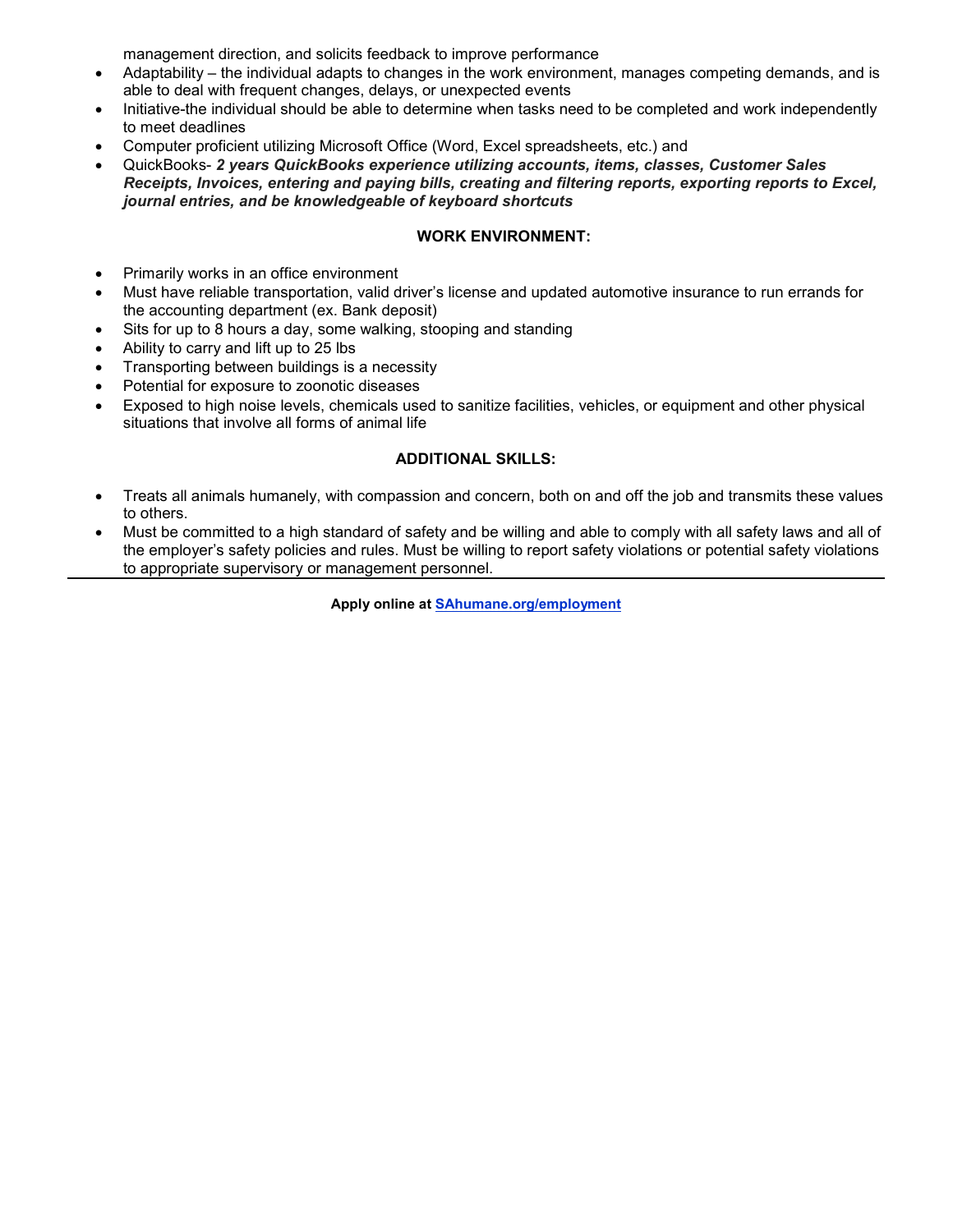management direction, and solicits feedback to improve performance

- Adaptability – the individual adapts to changes in the work environment, manages competing demands, and is able to deal with frequent changes, delays, or unexpected events
- Initiative-the individual should be able to determine when tasks need to be completed and work independently to meet deadlines
- Computer proficient utilizing Microsoft Office (Word, Excel spreadsheets, etc.) and
- QuickBooks- ***2 years QuickBooks experience utilizing accounts, items, classes, Customer Sales Receipts, Invoices, entering and paying bills, creating and filtering reports, exporting reports to Excel, journal entries, and be knowledgeable of keyboard shortcuts***

**WORK ENVIRONMENT:**

- Primarily works in an office environment
- Must have reliable transportation, valid driver's license and updated automotive insurance to run errands for the accounting department (ex. Bank deposit)
- Sits for up to 8 hours a day, some walking, stooping and standing
- Ability to carry and lift up to 25 lbs
- Transporting between buildings is a necessity
- Potential for exposure to zoonotic diseases
- Exposed to high noise levels, chemicals used to sanitize facilities, vehicles, or equipment and other physical situations that involve all forms of animal life

**ADDITIONAL SKILLS:**

- Treats all animals humanely, with compassion and concern, both on and off the job and transmits these values to others.
- Must be committed to a high standard of safety and be willing and able to comply with all safety laws and all of the employer's safety policies and rules. Must be willing to report safety violations or potential safety violations to appropriate supervisory or management personnel.

---

**Apply online at [SAhumane.org/employment](SAhumane.org/employment)**